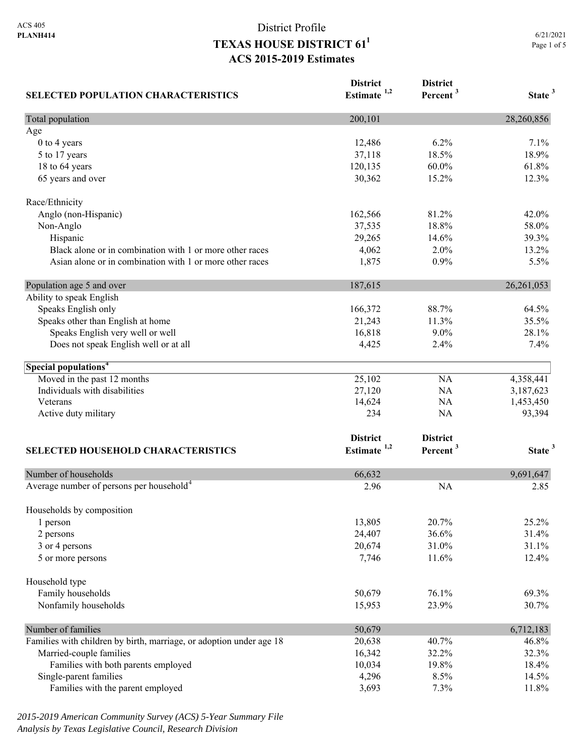ACS 405
**PLANH414**

# District Profile
## TEXAS HOUSE DISTRICT 61[1]
## ACS 2015-2019 Estimates

6/21/2021

| SELECTED POPULATION CHARACTERISTICS | District Estimate [1,2] | District Percent [3] | State [3] |
|---|---|---|---|
| Total population | 200,101 | | 28,260,856 |
| Age | | | |
| 0 to 4 years | 12,486 | 6.2% | 7.1% |
| 5 to 17 years | 37,118 | 18.5% | 18.9% |
| 18 to 64 years | 120,135 | 60.0% | 61.8% |
| 65 years and over | 30,362 | 15.2% | 12.3% |
| Race/Ethnicity | | | |
| Anglo (non-Hispanic) | 162,566 | 81.2% | 42.0% |
| Non-Anglo | 37,535 | 18.8% | 58.0% |
| Hispanic | 29,265 | 14.6% | 39.3% |
| Black alone or in combination with 1 or more other races | 4,062 | 2.0% | 13.2% |
| Asian alone or in combination with 1 or more other races | 1,875 | 0.9% | 5.5% |
| Population age 5 and over | 187,615 | | 26,261,053 |
| Ability to speak English | | | |
| Speaks English only | 166,372 | 88.7% | 64.5% |
| Speaks other than English at home | 21,243 | 11.3% | 35.5% |
| Speaks English very well or well | 16,818 | 9.0% | 28.1% |
| Does not speak English well or at all | 4,425 | 2.4% | 7.4% |
| **Special populations[4]** | | | |
| Moved in the past 12 months | 25,102 | NA | 4,358,441 |
| Individuals with disabilities | 27,120 | NA | 3,187,623 |
| Veterans | 14,624 | NA | 1,453,450 |
| Active duty military | 234 | NA | 93,394 |

| SELECTED HOUSEHOLD CHARACTERISTICS | District Estimate [1,2] | District Percent [3] | State [3] |
|---|---|---|---|
| Number of households | 66,632 | | 9,691,647 |
| Average number of persons per household[4] | 2.96 | NA | 2.85 |
| Households by composition | | | |
| 1 person | 13,805 | 20.7% | 25.2% |
| 2 persons | 24,407 | 36.6% | 31.4% |
| 3 or 4 persons | 20,674 | 31.0% | 31.1% |
| 5 or more persons | 7,746 | 11.6% | 12.4% |
| Household type | | | |
| Family households | 50,679 | 76.1% | 69.3% |
| Nonfamily households | 15,953 | 23.9% | 30.7% |
| Number of families | 50,679 | | 6,712,183 |
| Families with children by birth, marriage, or adoption under age 18 | 20,638 | 40.7% | 46.8% |
| Married-couple families | 16,342 | 32.2% | 32.3% |
| Families with both parents employed | 10,034 | 19.8% | 18.4% |
| Single-parent families | 4,296 | 8.5% | 14.5% |
| Families with the parent employed | 3,693 | 7.3% | 11.8% |

*2015-2019 American Community Survey (ACS) 5-Year Summary File*
*Analysis by Texas Legislative Council, Research Division*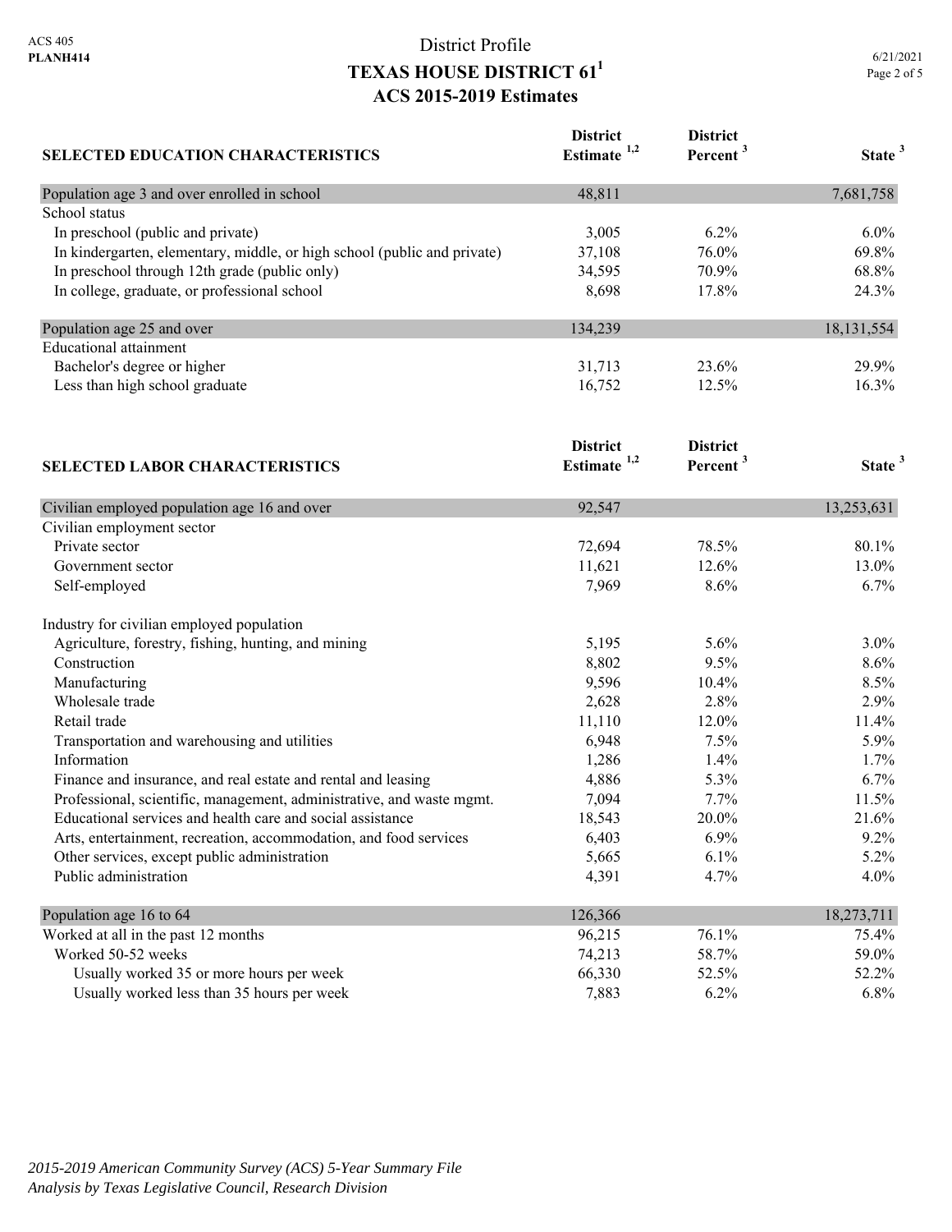# District Profile
## TEXAS HOUSE DISTRICT 61[1]
### ACS 2015-2019 Estimates

| SELECTED EDUCATION CHARACTERISTICS | District Estimate [1,2] | District Percent [3] | State [3] |
|---|---|---|---|
| Population age 3 and over enrolled in school | 48,811 | | 7,681,758 |
| School status | | | |
| In preschool (public and private) | 3,005 | 6.2% | 6.0% |
| In kindergarten, elementary, middle, or high school (public and private) | 37,108 | 76.0% | 69.8% |
| In preschool through 12th grade (public only) | 34,595 | 70.9% | 68.8% |
| In college, graduate, or professional school | 8,698 | 17.8% | 24.3% |
| Population age 25 and over | 134,239 | | 18,131,554 |
| Educational attainment | | | |
| Bachelor's degree or higher | 31,713 | 23.6% | 29.9% |
| Less than high school graduate | 16,752 | 12.5% | 16.3% |

| SELECTED LABOR CHARACTERISTICS | District Estimate [1,2] | District Percent [3] | State [3] |
|---|---|---|---|
| Civilian employed population age 16 and over | 92,547 | | 13,253,631 |
| Civilian employment sector | | | |
| Private sector | 72,694 | 78.5% | 80.1% |
| Government sector | 11,621 | 12.6% | 13.0% |
| Self-employed | 7,969 | 8.6% | 6.7% |
| Industry for civilian employed population | | | |
| Agriculture, forestry, fishing, hunting, and mining | 5,195 | 5.6% | 3.0% |
| Construction | 8,802 | 9.5% | 8.6% |
| Manufacturing | 9,596 | 10.4% | 8.5% |
| Wholesale trade | 2,628 | 2.8% | 2.9% |
| Retail trade | 11,110 | 12.0% | 11.4% |
| Transportation and warehousing and utilities | 6,948 | 7.5% | 5.9% |
| Information | 1,286 | 1.4% | 1.7% |
| Finance and insurance, and real estate and rental and leasing | 4,886 | 5.3% | 6.7% |
| Professional, scientific, management, administrative, and waste mgmt. | 7,094 | 7.7% | 11.5% |
| Educational services and health care and social assistance | 18,543 | 20.0% | 21.6% |
| Arts, entertainment, recreation, accommodation, and food services | 6,403 | 6.9% | 9.2% |
| Other services, except public administration | 5,665 | 6.1% | 5.2% |
| Public administration | 4,391 | 4.7% | 4.0% |
| Population age 16 to 64 | 126,366 | | 18,273,711 |
| Worked at all in the past 12 months | 96,215 | 76.1% | 75.4% |
| Worked 50-52 weeks | 74,213 | 58.7% | 59.0% |
| Usually worked 35 or more hours per week | 66,330 | 52.5% | 52.2% |
| Usually worked less than 35 hours per week | 7,883 | 6.2% | 6.8% |

*2015-2019 American Community Survey (ACS) 5-Year Summary File*
*Analysis by Texas Legislative Council, Research Division*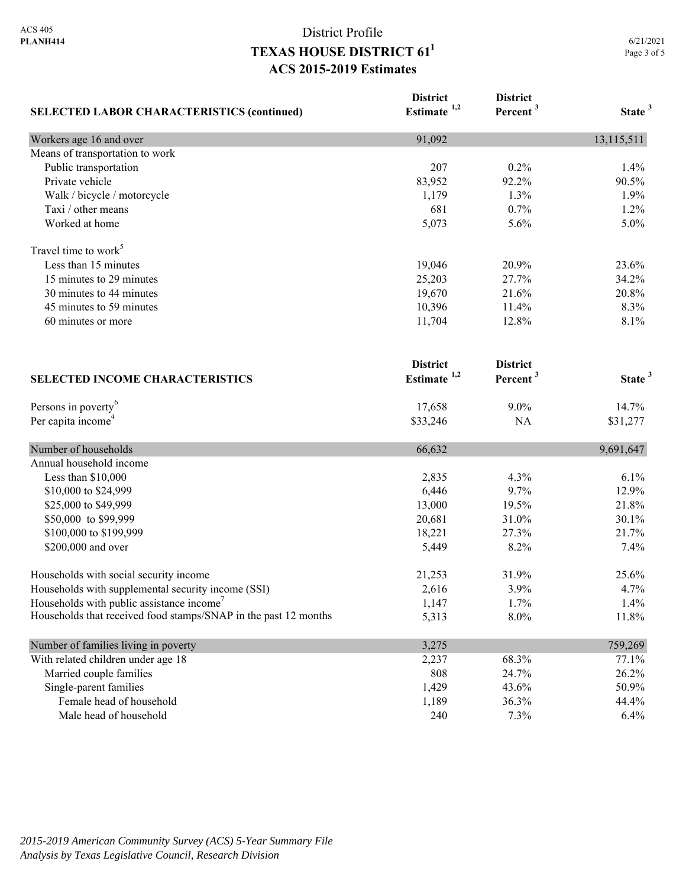# District Profile
# TEXAS HOUSE DISTRICT 61[1]
## ACS 2015-2019 Estimates

| SELECTED LABOR CHARACTERISTICS (continued) | District Estimate [1,2] | District Percent [3] | State [3] |
|---|---|---|---|
| Workers age 16 and over | 91,092 | | 13,115,511 |
| Means of transportation to work | | | |
| Public transportation | 207 | 0.2% | 1.4% |
| Private vehicle | 83,952 | 92.2% | 90.5% |
| Walk / bicycle / motorcycle | 1,179 | 1.3% | 1.9% |
| Taxi / other means | 681 | 0.7% | 1.2% |
| Worked at home | 5,073 | 5.6% | 5.0% |
| Travel time to work[5] | | | |
| Less than 15 minutes | 19,046 | 20.9% | 23.6% |
| 15 minutes to 29 minutes | 25,203 | 27.7% | 34.2% |
| 30 minutes to 44 minutes | 19,670 | 21.6% | 20.8% |
| 45 minutes to 59 minutes | 10,396 | 11.4% | 8.3% |
| 60 minutes or more | 11,704 | 12.8% | 8.1% |

| SELECTED INCOME CHARACTERISTICS | District Estimate [1,2] | District Percent [3] | State [3] |
|---|---|---|---|
| Persons in poverty[6] | 17,658 | 9.0% | 14.7% |
| Per capita income[4] | $33,246 | NA | $31,277 |
| Number of households | 66,632 | | 9,691,647 |
| Annual household income | | | |
| Less than $10,000 | 2,835 | 4.3% | 6.1% |
| $10,000 to $24,999 | 6,446 | 9.7% | 12.9% |
| $25,000 to $49,999 | 13,000 | 19.5% | 21.8% |
| $50,000 to $99,999 | 20,681 | 31.0% | 30.1% |
| $100,000 to $199,999 | 18,221 | 27.3% | 21.7% |
| $200,000 and over | 5,449 | 8.2% | 7.4% |
| Households with social security income | 21,253 | 31.9% | 25.6% |
| Households with supplemental security income (SSI) | 2,616 | 3.9% | 4.7% |
| Households with public assistance income[7] | 1,147 | 1.7% | 1.4% |
| Households that received food stamps/SNAP in the past 12 months | 5,313 | 8.0% | 11.8% |
| Number of families living in poverty | 3,275 | | 759,269 |
| With related children under age 18 | 2,237 | 68.3% | 77.1% |
| Married couple families | 808 | 24.7% | 26.2% |
| Single-parent families | 1,429 | 43.6% | 50.9% |
| Female head of household | 1,189 | 36.3% | 44.4% |
| Male head of household | 240 | 7.3% | 6.4% |

*2015-2019 American Community Survey (ACS) 5-Year Summary File*
*Analysis by Texas Legislative Council, Research Division*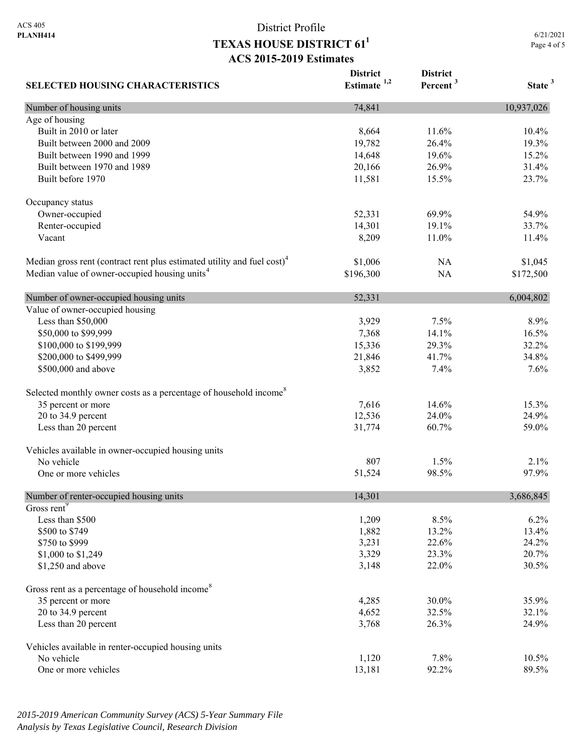ACS 405
**PLANH414**

# District Profile
## TEXAS HOUSE DISTRICT 61[1]
## ACS 2015-2019 Estimates

6/21/2021

| SELECTED HOUSING CHARACTERISTICS | District Estimate [1,2] | District Percent [3] | State [3] |
|---|---|---|---|
| Number of housing units | 74,841 | | 10,937,026 |
| Age of housing | | | |
| Built in 2010 or later | 8,664 | 11.6% | 10.4% |
| Built between 2000 and 2009 | 19,782 | 26.4% | 19.3% |
| Built between 1990 and 1999 | 14,648 | 19.6% | 15.2% |
| Built between 1970 and 1989 | 20,166 | 26.9% | 31.4% |
| Built before 1970 | 11,581 | 15.5% | 23.7% |
| Occupancy status | | | |
| Owner-occupied | 52,331 | 69.9% | 54.9% |
| Renter-occupied | 14,301 | 19.1% | 33.7% |
| Vacant | 8,209 | 11.0% | 11.4% |
| Median gross rent (contract rent plus estimated utility and fuel cost)[4] | $1,006 | NA | $1,045 |
| Median value of owner-occupied housing units[4] | $196,300 | NA | $172,500 |
| Number of owner-occupied housing units | 52,331 | | 6,004,802 |
| Value of owner-occupied housing | | | |
| Less than $50,000 | 3,929 | 7.5% | 8.9% |
| $50,000 to $99,999 | 7,368 | 14.1% | 16.5% |
| $100,000 to $199,999 | 15,336 | 29.3% | 32.2% |
| $200,000 to $499,999 | 21,846 | 41.7% | 34.8% |
| $500,000 and above | 3,852 | 7.4% | 7.6% |
| Selected monthly owner costs as a percentage of household income[8] | | | |
| 35 percent or more | 7,616 | 14.6% | 15.3% |
| 20 to 34.9 percent | 12,536 | 24.0% | 24.9% |
| Less than 20 percent | 31,774 | 60.7% | 59.0% |
| Vehicles available in owner-occupied housing units | | | |
| No vehicle | 807 | 1.5% | 2.1% |
| One or more vehicles | 51,524 | 98.5% | 97.9% |
| Number of renter-occupied housing units | 14,301 | | 3,686,845 |
| Gross rent[9] | | | |
| Less than $500 | 1,209 | 8.5% | 6.2% |
| $500 to $749 | 1,882 | 13.2% | 13.4% |
| $750 to $999 | 3,231 | 22.6% | 24.2% |
| $1,000 to $1,249 | 3,329 | 23.3% | 20.7% |
| $1,250 and above | 3,148 | 22.0% | 30.5% |
| Gross rent as a percentage of household income[8] | | | |
| 35 percent or more | 4,285 | 30.0% | 35.9% |
| 20 to 34.9 percent | 4,652 | 32.5% | 32.1% |
| Less than 20 percent | 3,768 | 26.3% | 24.9% |
| Vehicles available in renter-occupied housing units | | | |
| No vehicle | 1,120 | 7.8% | 10.5% |
| One or more vehicles | 13,181 | 92.2% | 89.5% |

*2015-2019 American Community Survey (ACS) 5-Year Summary File*
*Analysis by Texas Legislative Council, Research Division*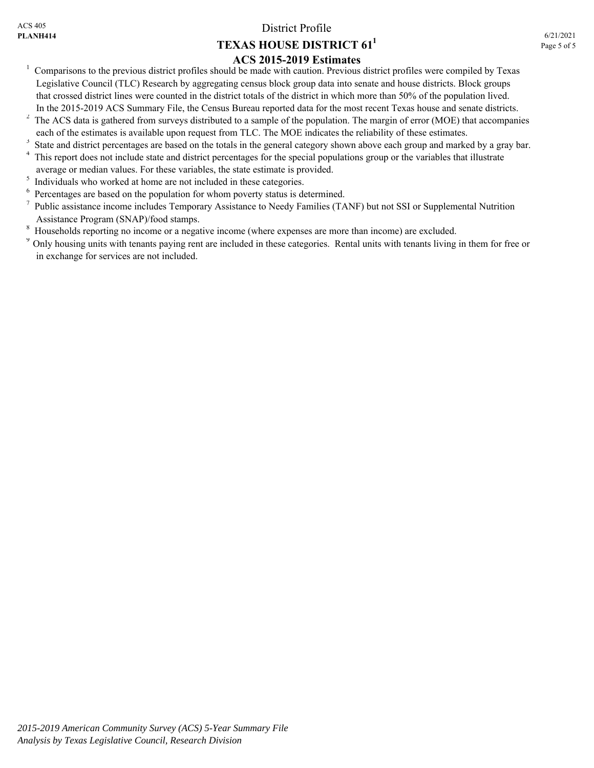[1] Comparisons to the previous district profiles should be made with caution. Previous district profiles were compiled by Texas Legislative Council (TLC) Research by aggregating census block group data into senate and house districts. Block groups that crossed district lines were counted in the district totals of the district in which more than 50% of the population lived. In the 2015-2019 ACS Summary File, the Census Bureau reported data for the most recent Texas house and senate districts.

[2] The ACS data is gathered from surveys distributed to a sample of the population. The margin of error (MOE) that accompanies each of the estimates is available upon request from TLC. The MOE indicates the reliability of these estimates.

[3] State and district percentages are based on the totals in the general category shown above each group and marked by a gray bar.

[4] This report does not include state and district percentages for the special populations group or the variables that illustrate average or median values. For these variables, the state estimate is provided.

[5] Individuals who worked at home are not included in these categories.

[6] Percentages are based on the population for whom poverty status is determined.

[7] Public assistance income includes Temporary Assistance to Needy Families (TANF) but not SSI or Supplemental Nutrition Assistance Program (SNAP)/food stamps.

[8] Households reporting no income or a negative income (where expenses are more than income) are excluded.

[9] Only housing units with tenants paying rent are included in these categories. Rental units with tenants living in them for free or in exchange for services are not included.